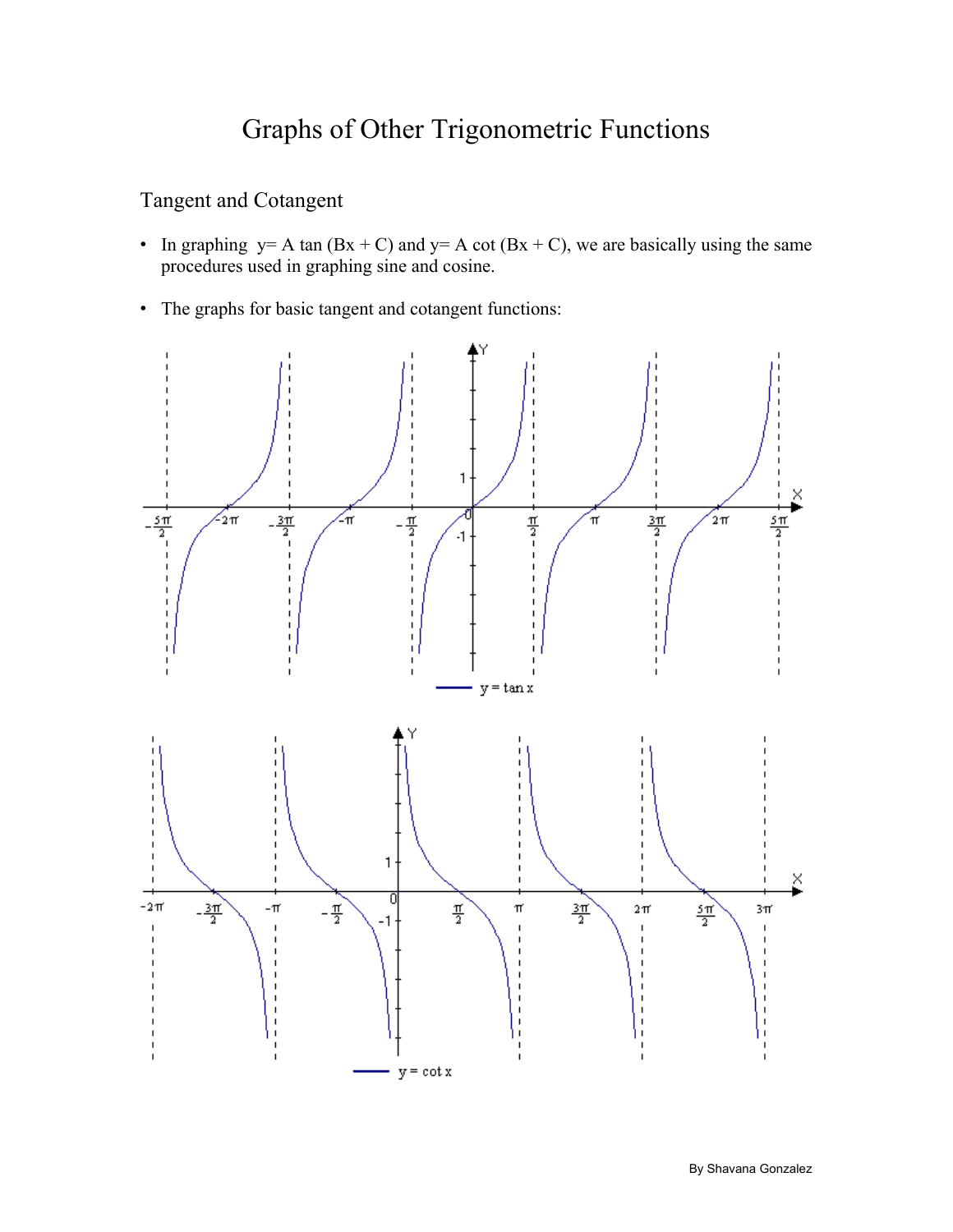# Graphs of Other Trigonometric Functions

## Tangent and Cotangent

- In graphing $y = A \tan(Bx + C)$ and $y = A \cot(Bx + C)$, we are basically using the same procedures used in graphing sine and cosine.

- The graphs for basic tangent and cotangent functions: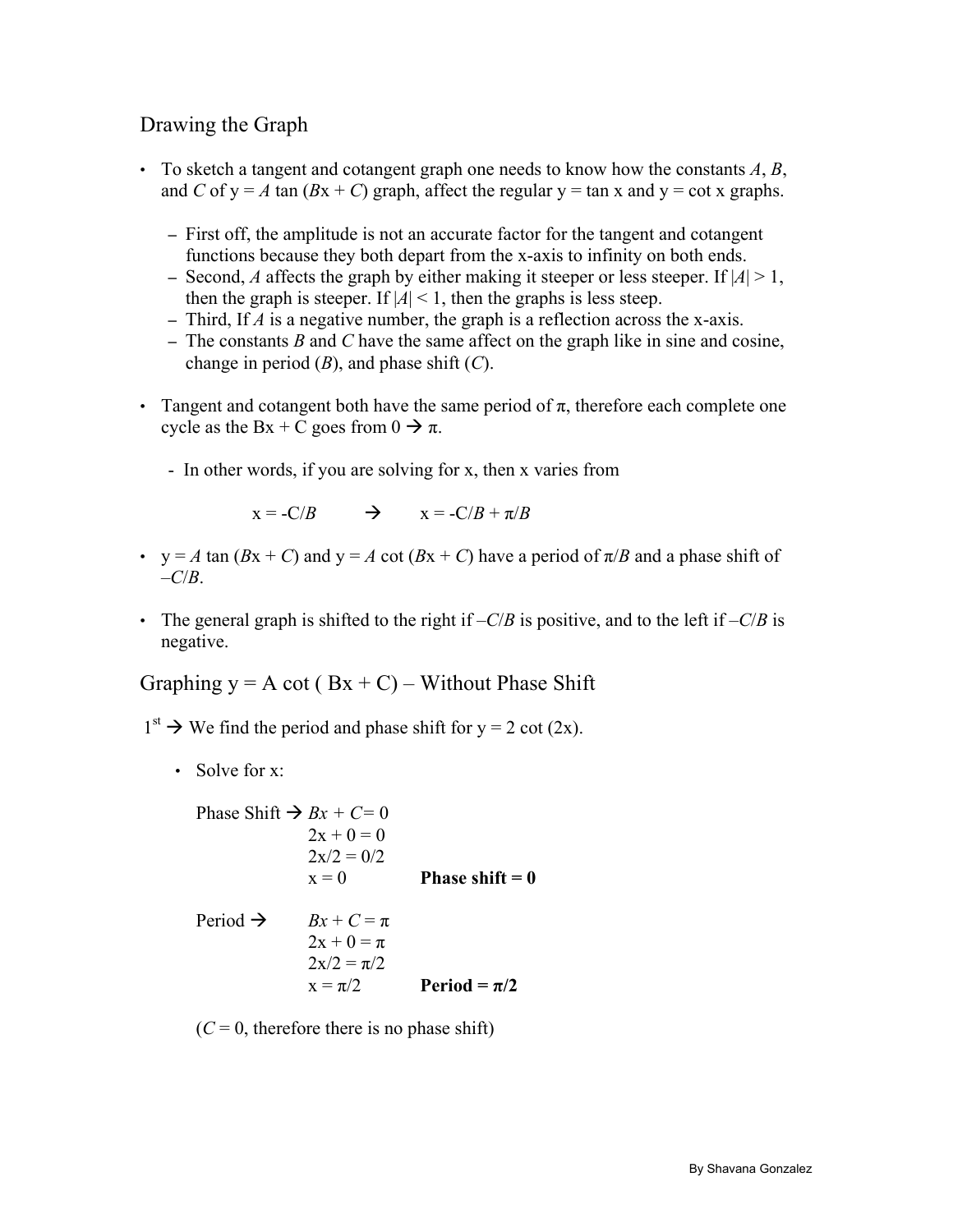## Drawing the Graph

- To sketch a tangent and cotangent graph one needs to know how the constants $A$, $B$, and $C$ of $y = A \tan(Bx + C)$ graph, affect the regular $y = \tan x$ and $y = \cot x$ graphs.
  - First off, the amplitude is not an accurate factor for the tangent and cotangent functions because they both depart from the x-axis to infinity on both ends.
  - Second, $A$ affects the graph by either making it steeper or less steeper. If $|A| > 1$, then the graph is steeper. If $|A| < 1$, then the graphs is less steep.
  - Third, If $A$ is a negative number, the graph is a reflection across the x-axis.
  - The constants $B$ and $C$ have the same affect on the graph like in sine and cosine, change in period ($B$), and phase shift ($C$).
- Tangent and cotangent both have the same period of $\pi$, therefore each complete one cycle as the $Bx + C$ goes from $0 \rightarrow \pi$.
  - In other words, if you are solving for x, then x varies from

$$x = -C/B \qquad \rightarrow \qquad x = -C/B + \pi/B$$

- $y = A \tan(Bx + C)$ and $y = A \cot(Bx + C)$ have a period of $\pi/B$ and a phase shift of $-C/B$.
- The general graph is shifted to the right if $-C/B$ is positive, and to the left if $-C/B$ is negative.

## Graphing y = A cot ( Bx + C) – Without Phase Shift

1st $\rightarrow$ We find the period and phase shift for $y = 2 \cot(2x)$.

- Solve for x:

Phase Shift $\rightarrow$
$$Bx + C = 0$$
$$2x + 0 = 0$$
$$2x/2 = 0/2$$
$$x = 0$$
**Phase shift = 0**

Period $\rightarrow$
$$Bx + C = \pi$$
$$2x + 0 = \pi$$
$$2x/2 = \pi/2$$
$$x = \pi/2$$
**Period = $\pi/2$**

($C = 0$, therefore there is no phase shift)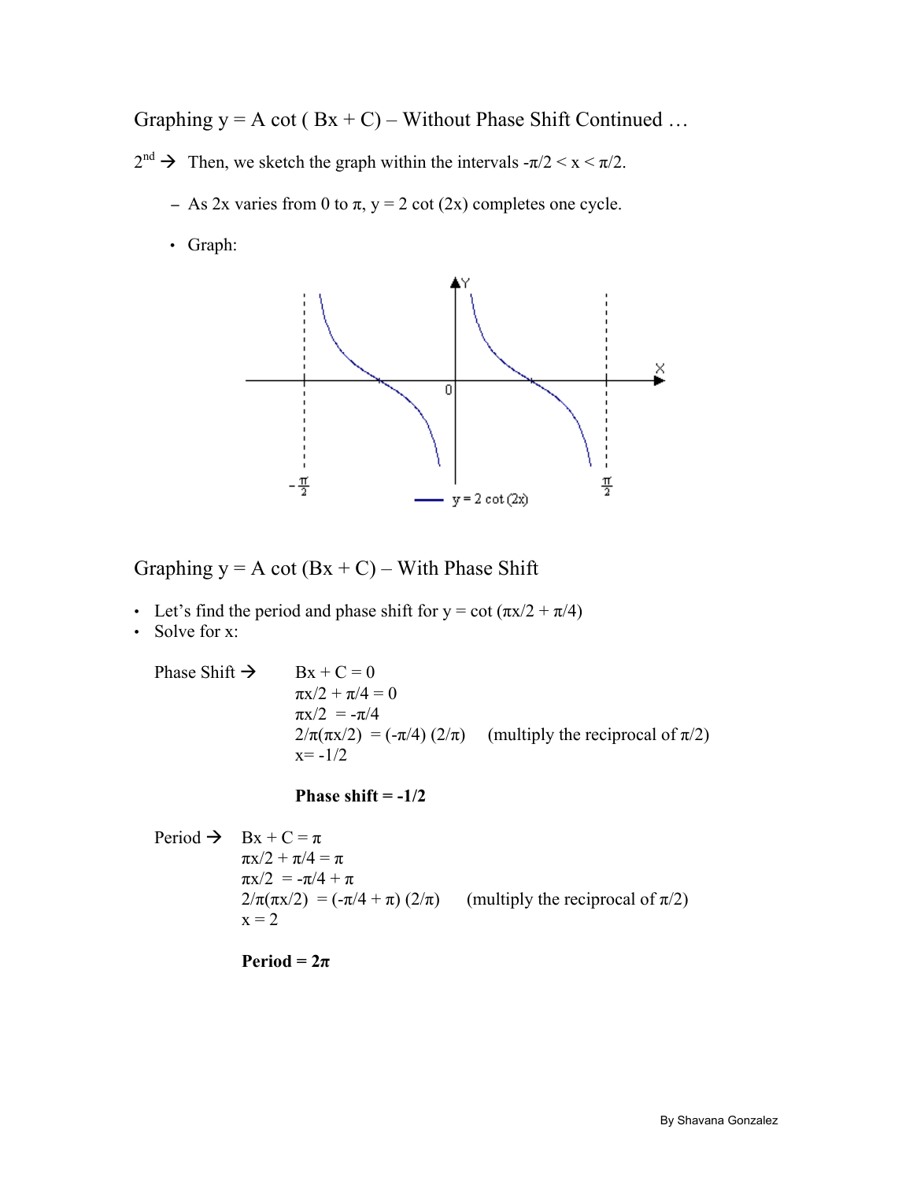## Graphing $y = A \cot(Bx + C)$ – Without Phase Shift Continued …

$2^{nd}$ → Then, we sketch the graph within the intervals $-\pi/2 < x < \pi/2$.

- As $2x$ varies from 0 to $\pi$, $y = 2 \cot(2x)$ completes one cycle.
  - Graph:

## Graphing $y = A \cot(Bx + C)$ – With Phase Shift

- Let's find the period and phase shift for $y = \cot(\pi x/2 + \pi/4)$
- Solve for x:

Phase Shift →

$$Bx + C = 0$$
$$\pi x/2 + \pi/4 = 0$$
$$\pi x/2 = -\pi/4$$
$$2/\pi(\pi x/2) = (-\pi/4)(2/\pi) \quad \text{(multiply the reciprocal of } \pi/2\text{)}$$
$$x = -1/2$$

**Phase shift = -1/2**

Period →

$$Bx + C = \pi$$
$$\pi x/2 + \pi/4 = \pi$$
$$\pi x/2 = -\pi/4 + \pi$$
$$2/\pi(\pi x/2) = (-\pi/4 + \pi)(2/\pi) \quad \text{(multiply the reciprocal of } \pi/2\text{)}$$
$$x = 2$$

**Period = 2π**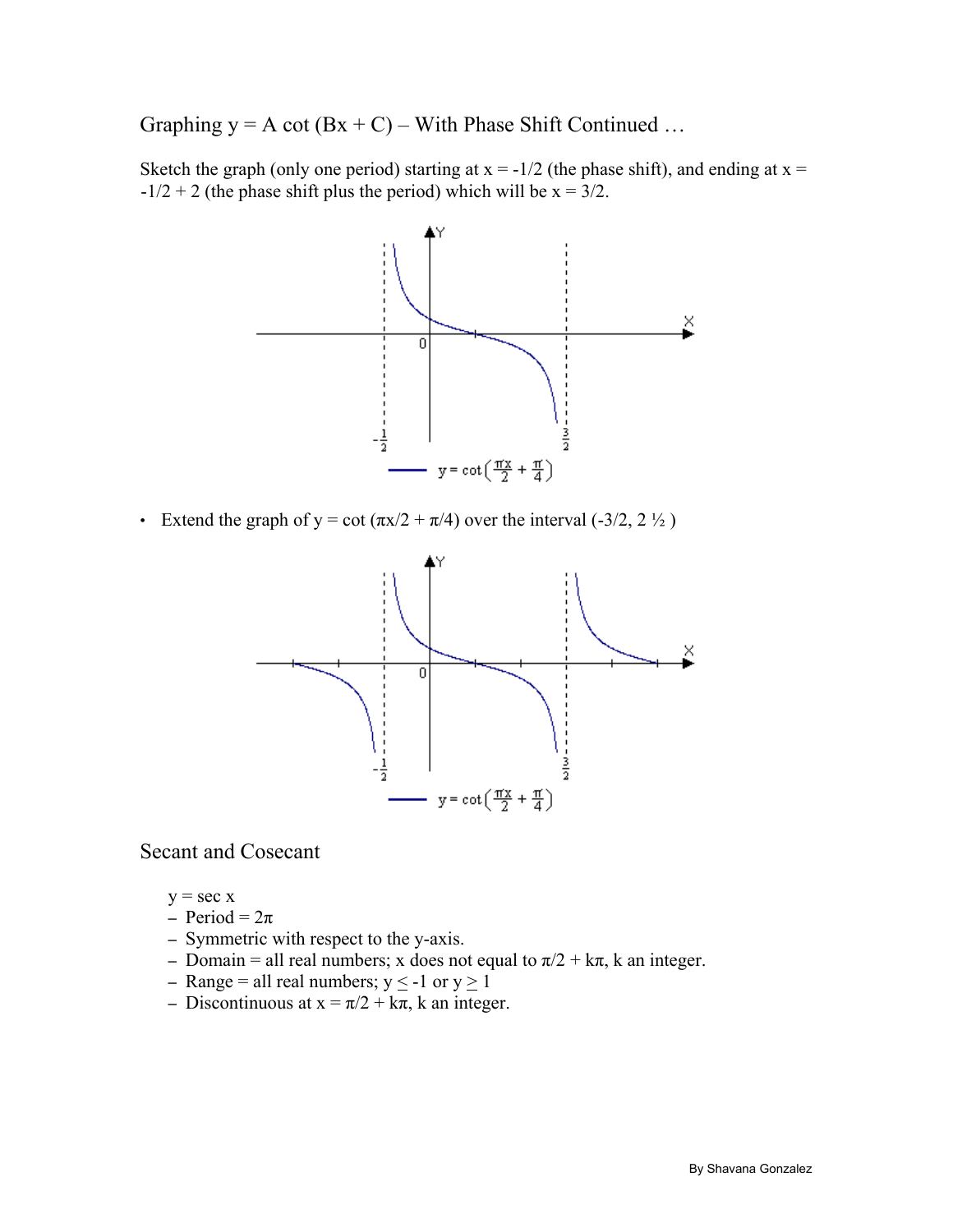## Graphing $y = A \cot (Bx + C)$ – With Phase Shift Continued …

Sketch the graph (only one period) starting at $x = -1/2$ (the phase shift), and ending at $x = -1/2 + 2$ (the phase shift plus the period) which will be $x = 3/2$.

- Extend the graph of $y = \cot(\pi x/2 + \pi/4)$ over the interval $(-3/2, 2\ \frac{1}{2})$

## Secant and Cosecant

$y = \sec x$

- Period = $2\pi$
- Symmetric with respect to the y-axis.
- Domain = all real numbers; x does not equal to $\pi/2 + k\pi$, k an integer.
- Range = all real numbers; $y \leq -1$ or $y \geq 1$
- Discontinuous at $x = \pi/2 + k\pi$, k an integer.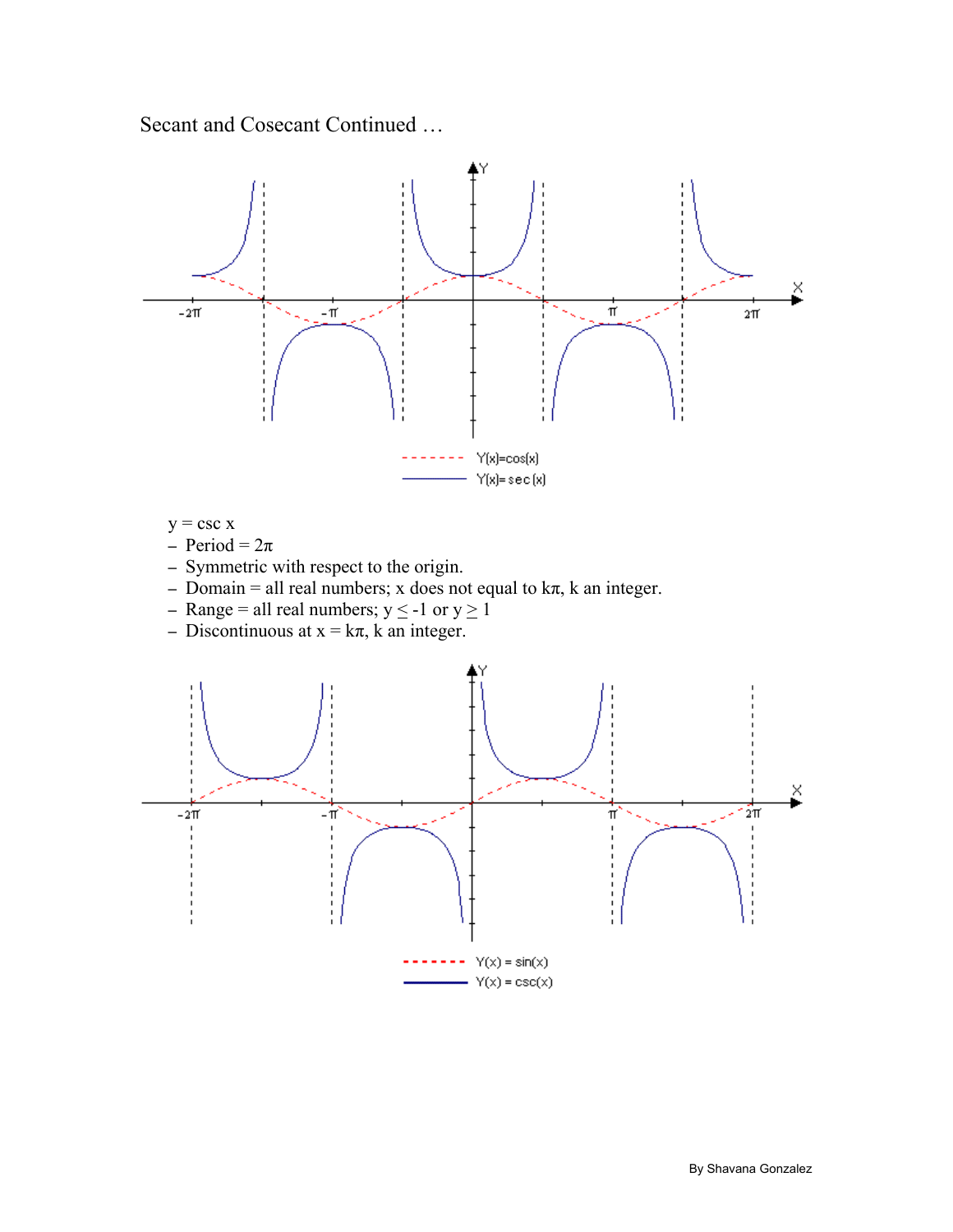Secant and Cosecant Continued …

Y(x)=cos(x)

Y(x)=sec(x)

$y = \csc x$

- Period = $2\pi$
- Symmetric with respect to the origin.
- Domain = all real numbers; x does not equal to $k\pi$, k an integer.
- Range = all real numbers; $y \leq -1$ or $y \geq 1$
- Discontinuous at $x = k\pi$, k an integer.

Y(x) = sin(x)

Y(x) = csc(x)

By Shavana Gonzalez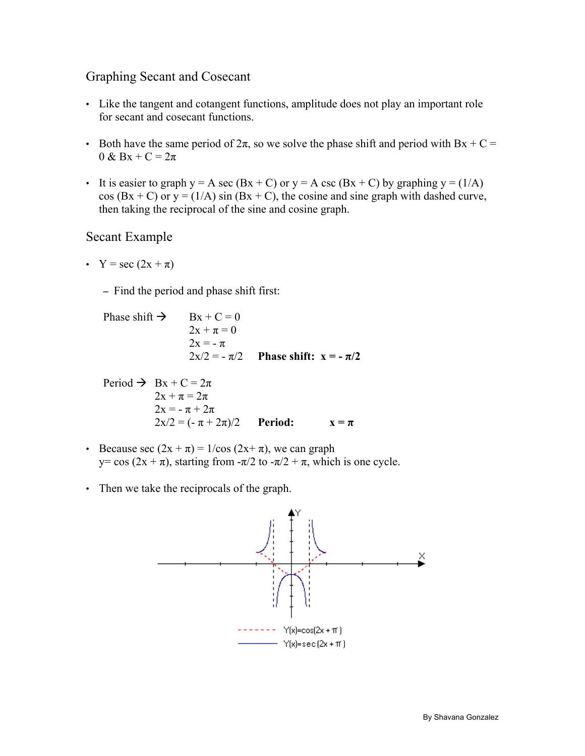## Graphing Secant and Cosecant

- Like the tangent and cotangent functions, amplitude does not play an important role for secant and cosecant functions.
- Both have the same period of $2\pi$, so we solve the phase shift and period with $Bx + C = 0$ & $Bx + C = 2\pi$
- It is easier to graph $y = A \sec(Bx + C)$ or $y = A \csc(Bx + C)$ by graphing $y = (1/A) \cos(Bx + C)$ or $y = (1/A) \sin(Bx + C)$, the cosine and sine graph with dashed curve, then taking the reciprocal of the sine and cosine graph.

## Secant Example

- $Y = \sec(2x + \pi)$
  - Find the period and phase shift first:

Phase shift →

$$Bx + C = 0$$
$$2x + \pi = 0$$
$$2x = -\pi$$
$$2x/2 = -\pi/2 \qquad \textbf{Phase shift: } x = -\pi/2$$

Period →

$$Bx + C = 2\pi$$
$$2x + \pi = 2\pi$$
$$2x = -\pi + 2\pi$$
$$2x/2 = (-\pi + 2\pi)/2 \qquad \textbf{Period: } x = \pi$$

- Because $\sec(2x + \pi) = 1/\cos(2x + \pi)$, we can graph $y = \cos(2x + \pi)$, starting from $-\pi/2$ to $-\pi/2 + \pi$, which is one cycle.
- Then we take the reciprocals of the graph.

Y(x)=cos(2x + π)

Y(x)=sec(2x + π)

By Shavana Gonzalez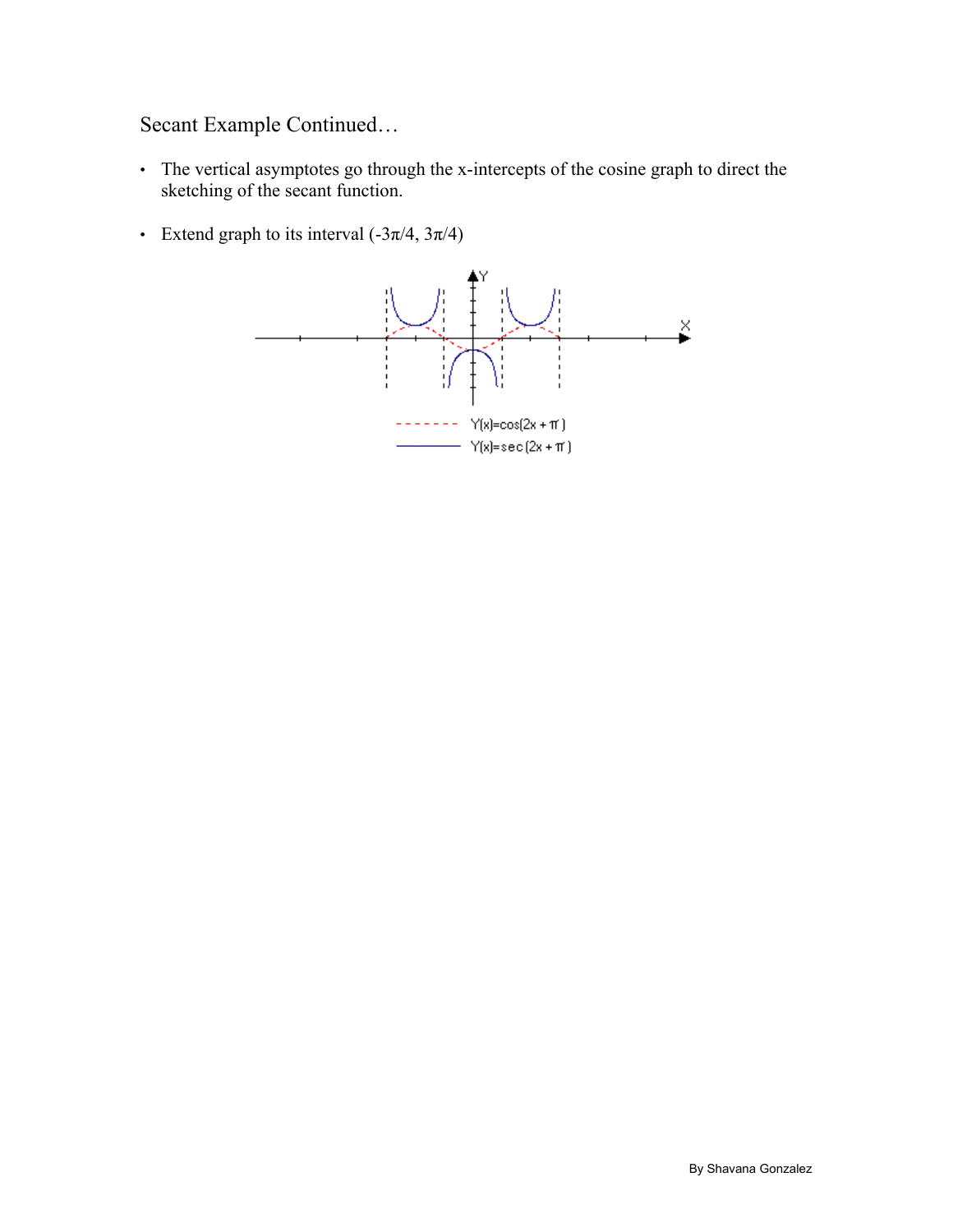Secant Example Continued…

- The vertical asymptotes go through the x-intercepts of the cosine graph to direct the sketching of the secant function.
- Extend graph to its interval $(-3\pi/4, 3\pi/4)$

Y

X

$Y(x)=\cos(2x + \pi)$

$Y(x)=\sec(2x + \pi)$